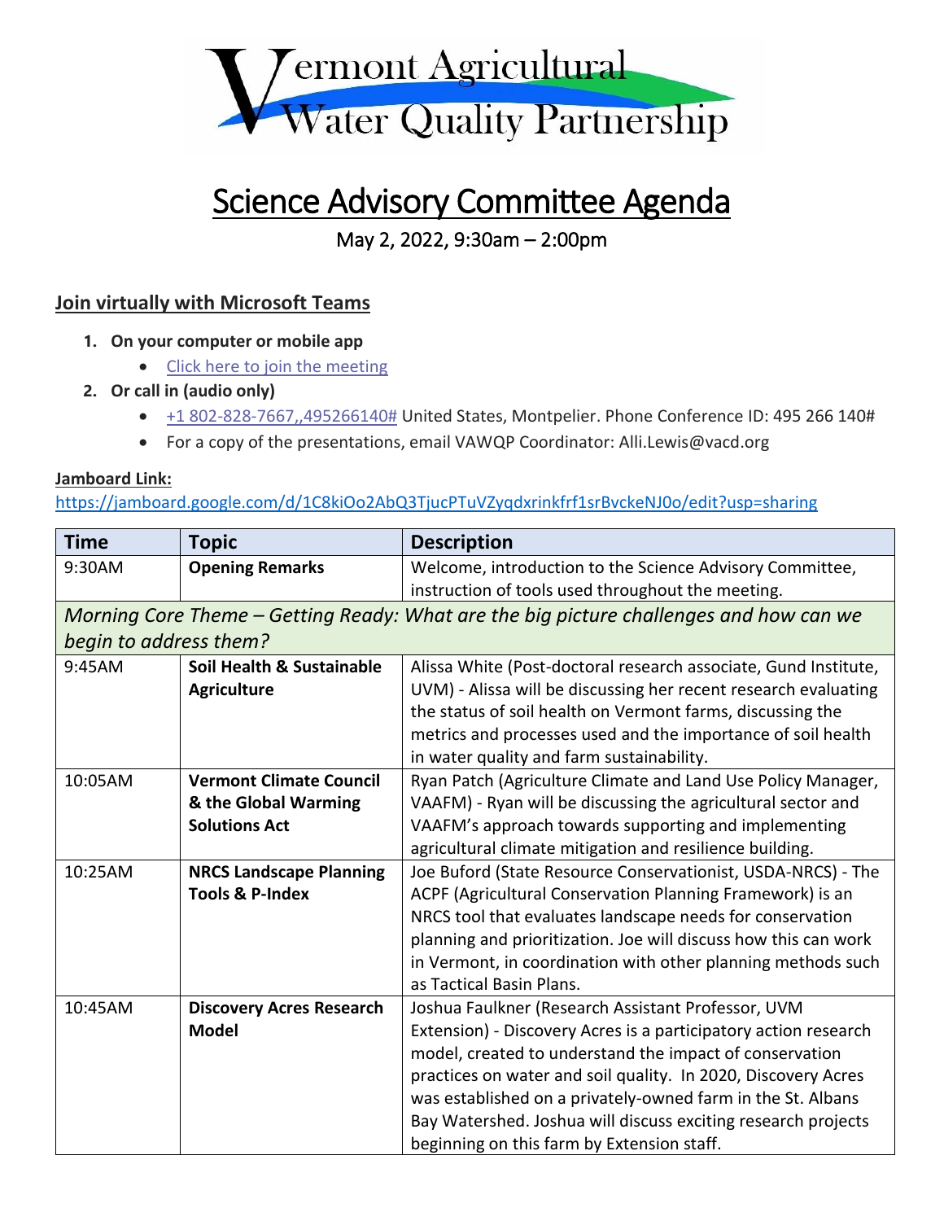# Vermont Agricultural Water Quality Partnership

# Science Advisory Committee Agenda

May 2, 2022, 9:30am – 2:00pm

## Join virtually with Microsoft Teams

1. **On your computer or mobile app**
   - Click here to join the meeting
2. **Or call in (audio only)**
   - +1 802-828-7667,,495266140# United States, Montpelier. Phone Conference ID: 495 266 140#
   - For a copy of the presentations, email VAWQP Coordinator: Alli.Lewis@vacd.org

**Jamboard Link:**
https://jamboard.google.com/d/1C8kiOo2AbQ3TjucPTuVZyqdxrinkfrf1srBvckeNJ0o/edit?usp=sharing

| Time | Topic | Description |
|---|---|---|
| 9:30AM | **Opening Remarks** | Welcome, introduction to the Science Advisory Committee, instruction of tools used throughout the meeting. |
| *Morning Core Theme – Getting Ready: What are the big picture challenges and how can we begin to address them?* | | |
| 9:45AM | **Soil Health & Sustainable Agriculture** | Alissa White (Post-doctoral research associate, Gund Institute, UVM) - Alissa will be discussing her recent research evaluating the status of soil health on Vermont farms, discussing the metrics and processes used and the importance of soil health in water quality and farm sustainability. |
| 10:05AM | **Vermont Climate Council & the Global Warming Solutions Act** | Ryan Patch (Agriculture Climate and Land Use Policy Manager, VAAFM) - Ryan will be discussing the agricultural sector and VAAFM's approach towards supporting and implementing agricultural climate mitigation and resilience building. |
| 10:25AM | **NRCS Landscape Planning Tools & P-Index** | Joe Buford (State Resource Conservationist, USDA-NRCS) - The ACPF (Agricultural Conservation Planning Framework) is an NRCS tool that evaluates landscape needs for conservation planning and prioritization. Joe will discuss how this can work in Vermont, in coordination with other planning methods such as Tactical Basin Plans. |
| 10:45AM | **Discovery Acres Research Model** | Joshua Faulkner (Research Assistant Professor, UVM Extension) - Discovery Acres is a participatory action research model, created to understand the impact of conservation practices on water and soil quality. In 2020, Discovery Acres was established on a privately-owned farm in the St. Albans Bay Watershed. Joshua will discuss exciting research projects beginning on this farm by Extension staff. |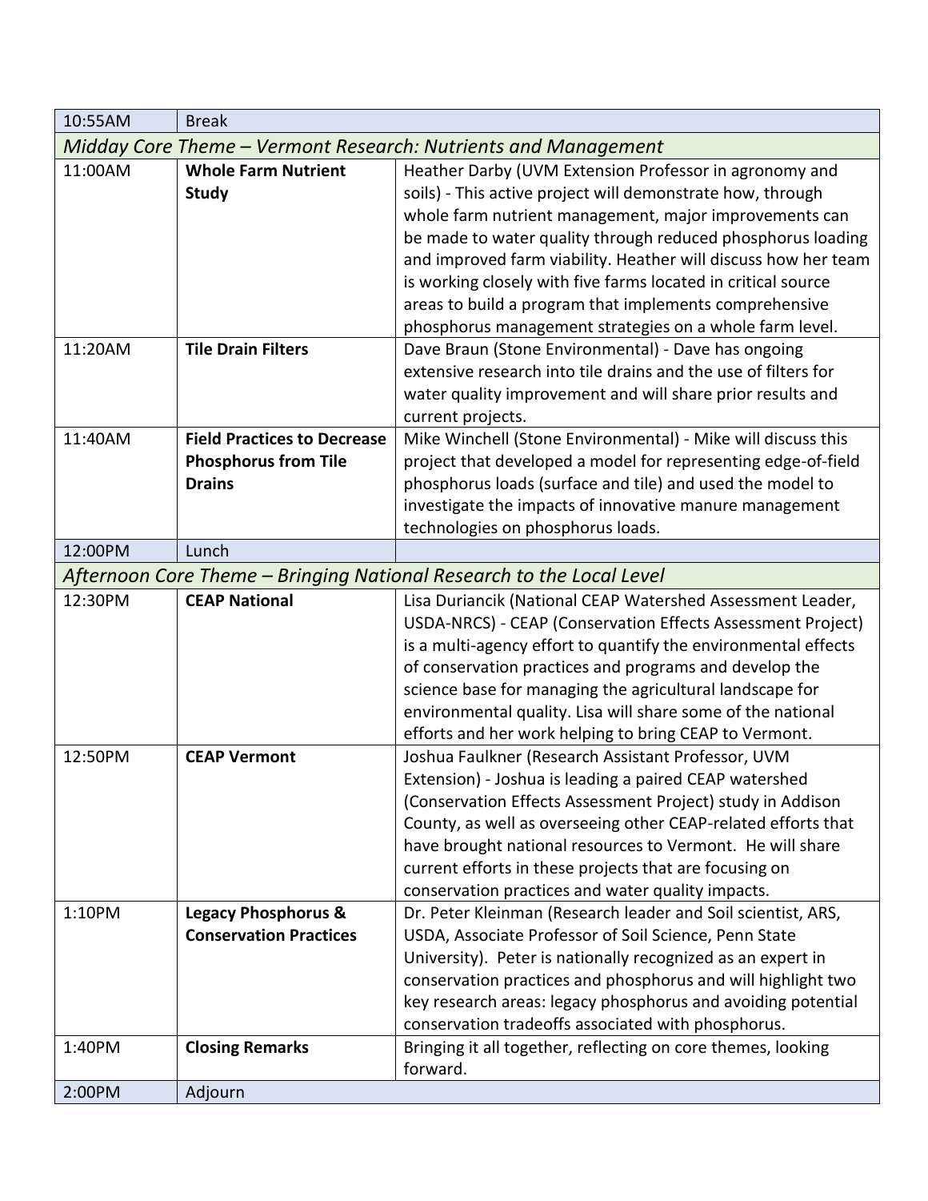| | | |
|---|---|---|
| 10:55AM | Break | |
| *Midday Core Theme – Vermont Research: Nutrients and Management* | | |
| 11:00AM | **Whole Farm Nutrient Study** | Heather Darby (UVM Extension Professor in agronomy and soils) - This active project will demonstrate how, through whole farm nutrient management, major improvements can be made to water quality through reduced phosphorus loading and improved farm viability. Heather will discuss how her team is working closely with five farms located in critical source areas to build a program that implements comprehensive phosphorus management strategies on a whole farm level. |
| 11:20AM | **Tile Drain Filters** | Dave Braun (Stone Environmental) - Dave has ongoing extensive research into tile drains and the use of filters for water quality improvement and will share prior results and current projects. |
| 11:40AM | **Field Practices to Decrease Phosphorus from Tile Drains** | Mike Winchell (Stone Environmental) - Mike will discuss this project that developed a model for representing edge-of-field phosphorus loads (surface and tile) and used the model to investigate the impacts of innovative manure management technologies on phosphorus loads. |
| 12:00PM | Lunch | |
| *Afternoon Core Theme – Bringing National Research to the Local Level* | | |
| 12:30PM | **CEAP National** | Lisa Duriancik (National CEAP Watershed Assessment Leader, USDA-NRCS) - CEAP (Conservation Effects Assessment Project) is a multi-agency effort to quantify the environmental effects of conservation practices and programs and develop the science base for managing the agricultural landscape for environmental quality. Lisa will share some of the national efforts and her work helping to bring CEAP to Vermont. |
| 12:50PM | **CEAP Vermont** | Joshua Faulkner (Research Assistant Professor, UVM Extension) - Joshua is leading a paired CEAP watershed (Conservation Effects Assessment Project) study in Addison County, as well as overseeing other CEAP-related efforts that have brought national resources to Vermont. He will share current efforts in these projects that are focusing on conservation practices and water quality impacts. |
| 1:10PM | **Legacy Phosphorus & Conservation Practices** | Dr. Peter Kleinman (Research leader and Soil scientist, ARS, USDA, Associate Professor of Soil Science, Penn State University). Peter is nationally recognized as an expert in conservation practices and phosphorus and will highlight two key research areas: legacy phosphorus and avoiding potential conservation tradeoffs associated with phosphorus. |
| 1:40PM | **Closing Remarks** | Bringing it all together, reflecting on core themes, looking forward. |
| 2:00PM | Adjourn | |